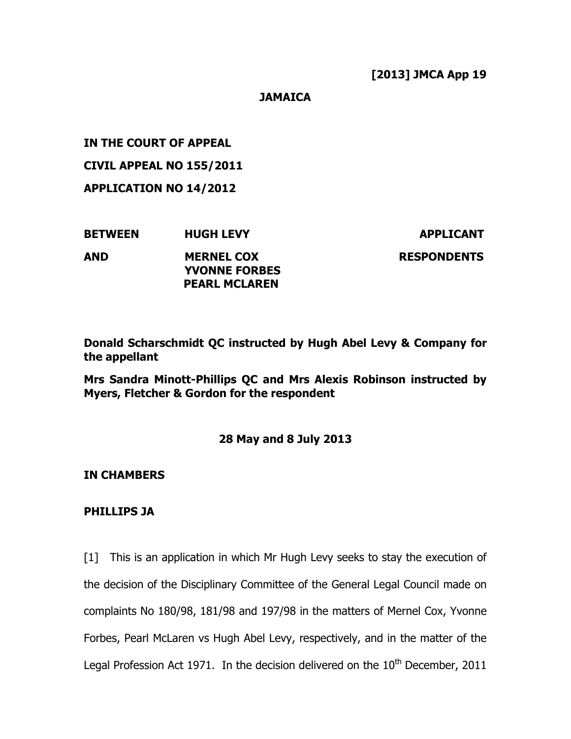**[2013] JMCA App 19**

**JAMAICA**

**IN THE COURT OF APPEAL**

**CIVIL APPEAL NO 155/2011**

**APPLICATION NO 14/2012**

| | | |
|---|---|---|
| **BETWEEN** | **HUGH LEVY** | **APPLICANT** |
| **AND** | **MERNEL COX**<br>**YVONNE FORBES**<br>**PEARL MCLAREN** | **RESPONDENTS** |

**Donald Scharschmidt QC instructed by Hugh Abel Levy & Company for the appellant**

**Mrs Sandra Minott-Phillips QC and Mrs Alexis Robinson instructed by Myers, Fletcher & Gordon for the respondent**

**28 May and 8 July 2013**

**IN CHAMBERS**

**PHILLIPS JA**

[1] This is an application in which Mr Hugh Levy seeks to stay the execution of the decision of the Disciplinary Committee of the General Legal Council made on complaints No 180/98, 181/98 and 197/98 in the matters of Mernel Cox, Yvonne Forbes, Pearl McLaren vs Hugh Abel Levy, respectively, and in the matter of the Legal Profession Act 1971. In the decision delivered on the 10th December, 2011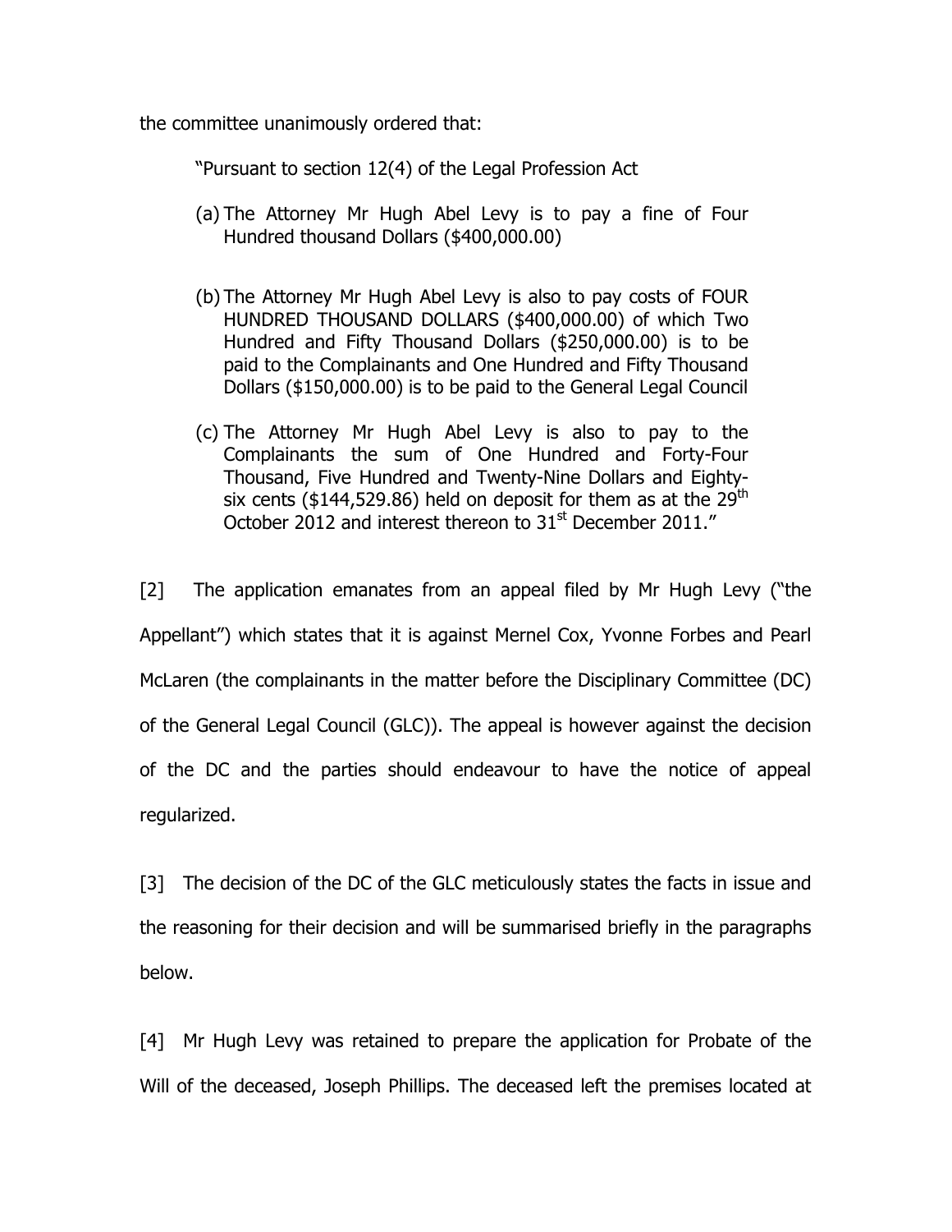the committee unanimously ordered that:

> "Pursuant to section 12(4) of the Legal Profession Act
>
> (a) The Attorney Mr Hugh Abel Levy is to pay a fine of Four Hundred thousand Dollars ($400,000.00)
>
> (b) The Attorney Mr Hugh Abel Levy is also to pay costs of FOUR HUNDRED THOUSAND DOLLARS ($400,000.00) of which Two Hundred and Fifty Thousand Dollars ($250,000.00) is to be paid to the Complainants and One Hundred and Fifty Thousand Dollars ($150,000.00) is to be paid to the General Legal Council
>
> (c) The Attorney Mr Hugh Abel Levy is also to pay to the Complainants the sum of One Hundred and Forty-Four Thousand, Five Hundred and Twenty-Nine Dollars and Eighty-six cents ($144,529.86) held on deposit for them as at the 29th October 2012 and interest thereon to 31st December 2011."

[2] The application emanates from an appeal filed by Mr Hugh Levy ("the Appellant") which states that it is against Mernel Cox, Yvonne Forbes and Pearl McLaren (the complainants in the matter before the Disciplinary Committee (DC) of the General Legal Council (GLC)). The appeal is however against the decision of the DC and the parties should endeavour to have the notice of appeal regularized.

[3] The decision of the DC of the GLC meticulously states the facts in issue and the reasoning for their decision and will be summarised briefly in the paragraphs below.

[4] Mr Hugh Levy was retained to prepare the application for Probate of the Will of the deceased, Joseph Phillips. The deceased left the premises located at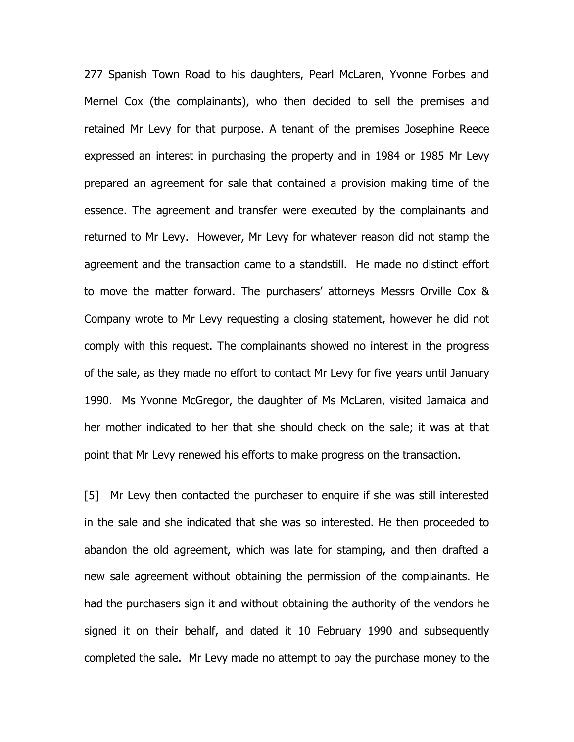277 Spanish Town Road to his daughters, Pearl McLaren, Yvonne Forbes and Mernel Cox (the complainants), who then decided to sell the premises and retained Mr Levy for that purpose. A tenant of the premises Josephine Reece expressed an interest in purchasing the property and in 1984 or 1985 Mr Levy prepared an agreement for sale that contained a provision making time of the essence. The agreement and transfer were executed by the complainants and returned to Mr Levy. However, Mr Levy for whatever reason did not stamp the agreement and the transaction came to a standstill. He made no distinct effort to move the matter forward. The purchasers' attorneys Messrs Orville Cox & Company wrote to Mr Levy requesting a closing statement, however he did not comply with this request. The complainants showed no interest in the progress of the sale, as they made no effort to contact Mr Levy for five years until January 1990. Ms Yvonne McGregor, the daughter of Ms McLaren, visited Jamaica and her mother indicated to her that she should check on the sale; it was at that point that Mr Levy renewed his efforts to make progress on the transaction.

[5] Mr Levy then contacted the purchaser to enquire if she was still interested in the sale and she indicated that she was so interested. He then proceeded to abandon the old agreement, which was late for stamping, and then drafted a new sale agreement without obtaining the permission of the complainants. He had the purchasers sign it and without obtaining the authority of the vendors he signed it on their behalf, and dated it 10 February 1990 and subsequently completed the sale. Mr Levy made no attempt to pay the purchase money to the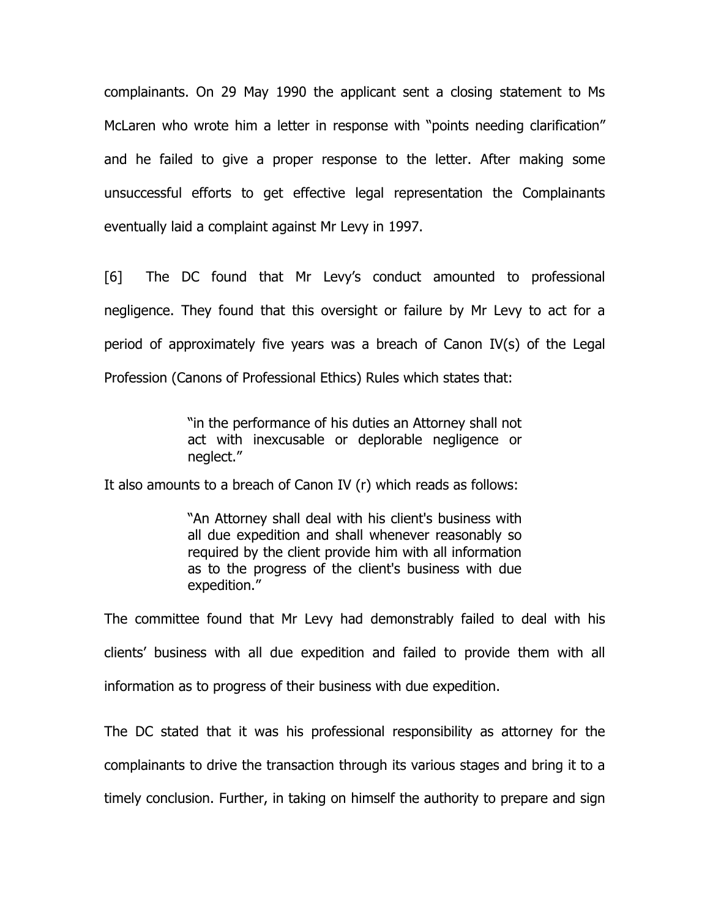complainants. On 29 May 1990 the applicant sent a closing statement to Ms McLaren who wrote him a letter in response with "points needing clarification" and he failed to give a proper response to the letter. After making some unsuccessful efforts to get effective legal representation the Complainants eventually laid a complaint against Mr Levy in 1997.

[6] The DC found that Mr Levy's conduct amounted to professional negligence. They found that this oversight or failure by Mr Levy to act for a period of approximately five years was a breach of Canon IV(s) of the Legal Profession (Canons of Professional Ethics) Rules which states that:

> "in the performance of his duties an Attorney shall not act with inexcusable or deplorable negligence or neglect."

It also amounts to a breach of Canon IV (r) which reads as follows:

> "An Attorney shall deal with his client's business with all due expedition and shall whenever reasonably so required by the client provide him with all information as to the progress of the client's business with due expedition."

The committee found that Mr Levy had demonstrably failed to deal with his clients' business with all due expedition and failed to provide them with all information as to progress of their business with due expedition.

The DC stated that it was his professional responsibility as attorney for the complainants to drive the transaction through its various stages and bring it to a timely conclusion. Further, in taking on himself the authority to prepare and sign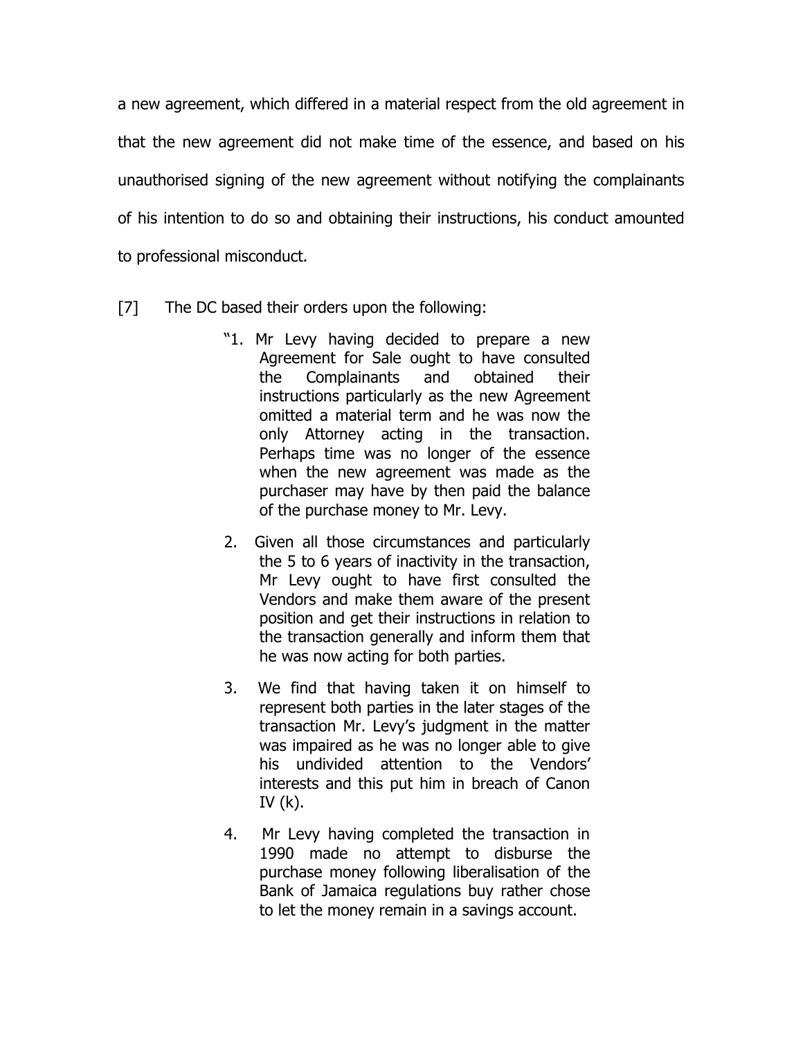a new agreement, which differed in a material respect from the old agreement in that the new agreement did not make time of the essence, and based on his unauthorised signing of the new agreement without notifying the complainants of his intention to do so and obtaining their instructions, his conduct amounted to professional misconduct.

[7] The DC based their orders upon the following:

> "1. Mr Levy having decided to prepare a new Agreement for Sale ought to have consulted the Complainants and obtained their instructions particularly as the new Agreement omitted a material term and he was now the only Attorney acting in the transaction. Perhaps time was no longer of the essence when the new agreement was made as the purchaser may have by then paid the balance of the purchase money to Mr. Levy.
>
> 2. Given all those circumstances and particularly the 5 to 6 years of inactivity in the transaction, Mr Levy ought to have first consulted the Vendors and make them aware of the present position and get their instructions in relation to the transaction generally and inform them that he was now acting for both parties.
>
> 3. We find that having taken it on himself to represent both parties in the later stages of the transaction Mr. Levy's judgment in the matter was impaired as he was no longer able to give his undivided attention to the Vendors' interests and this put him in breach of Canon IV (k).
>
> 4. Mr Levy having completed the transaction in 1990 made no attempt to disburse the purchase money following liberalisation of the Bank of Jamaica regulations buy rather chose to let the money remain in a savings account.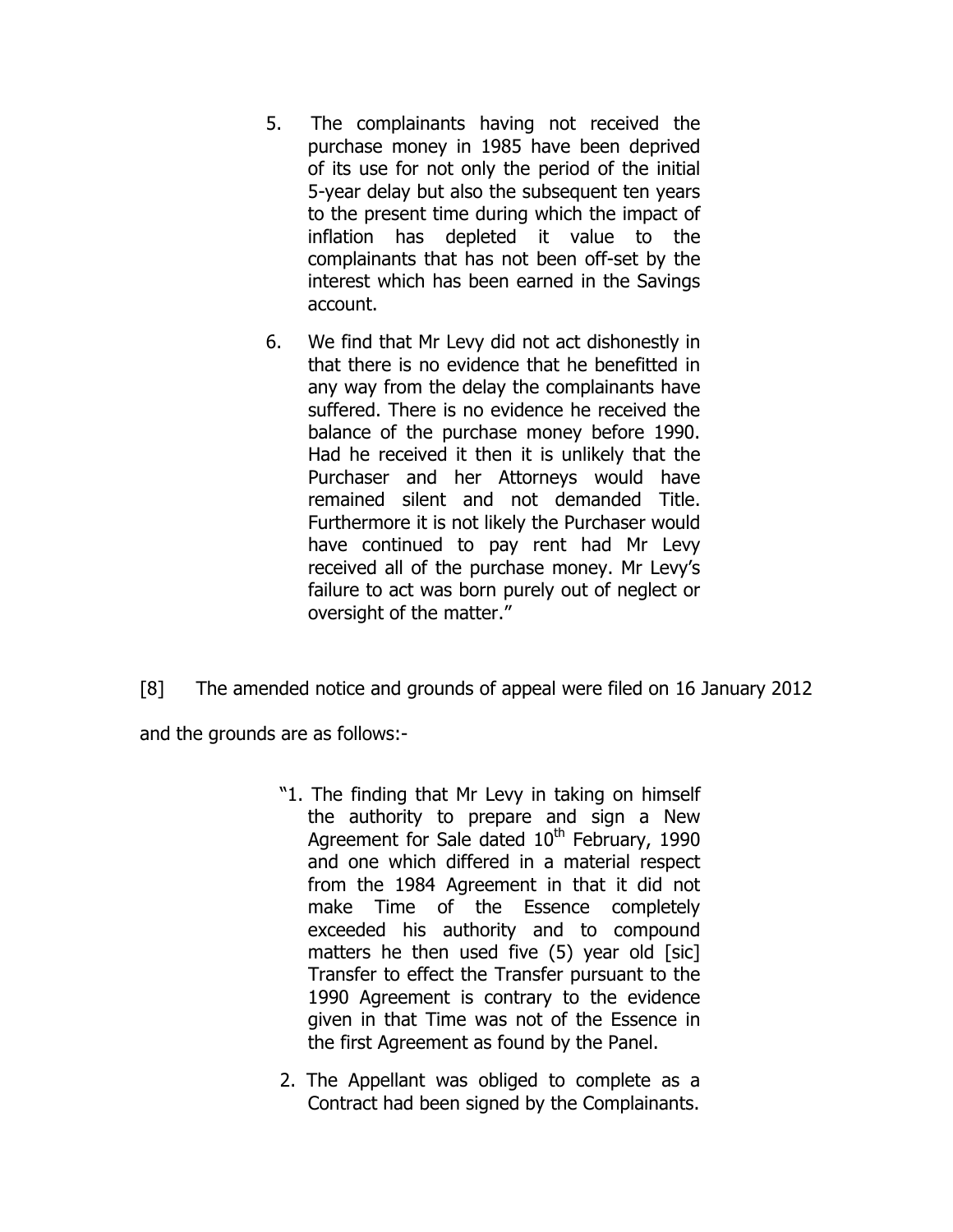5. The complainants having not received the purchase money in 1985 have been deprived of its use for not only the period of the initial 5-year delay but also the subsequent ten years to the present time during which the impact of inflation has depleted it value to the complainants that has not been off-set by the interest which has been earned in the Savings account.

6. We find that Mr Levy did not act dishonestly in that there is no evidence that he benefitted in any way from the delay the complainants have suffered. There is no evidence he received the balance of the purchase money before 1990. Had he received it then it is unlikely that the Purchaser and her Attorneys would have remained silent and not demanded Title. Furthermore it is not likely the Purchaser would have continued to pay rent had Mr Levy received all of the purchase money. Mr Levy's failure to act was born purely out of neglect or oversight of the matter."

[8] The amended notice and grounds of appeal were filed on 16 January 2012 and the grounds are as follows:-

"1. The finding that Mr Levy in taking on himself the authority to prepare and sign a New Agreement for Sale dated 10th February, 1990 and one which differed in a material respect from the 1984 Agreement in that it did not make Time of the Essence completely exceeded his authority and to compound matters he then used five (5) year old [sic] Transfer to effect the Transfer pursuant to the 1990 Agreement is contrary to the evidence given in that Time was not of the Essence in the first Agreement as found by the Panel.

2. The Appellant was obliged to complete as a Contract had been signed by the Complainants.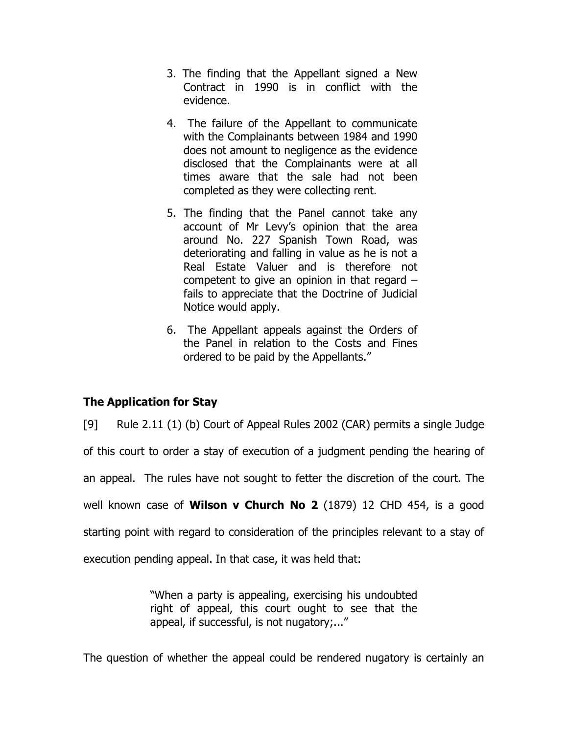3. The finding that the Appellant signed a New Contract in 1990 is in conflict with the evidence.

4. The failure of the Appellant to communicate with the Complainants between 1984 and 1990 does not amount to negligence as the evidence disclosed that the Complainants were at all times aware that the sale had not been completed as they were collecting rent.

5. The finding that the Panel cannot take any account of Mr Levy's opinion that the area around No. 227 Spanish Town Road, was deteriorating and falling in value as he is not a Real Estate Valuer and is therefore not competent to give an opinion in that regard – fails to appreciate that the Doctrine of Judicial Notice would apply.

6. The Appellant appeals against the Orders of the Panel in relation to the Costs and Fines ordered to be paid by the Appellants."

## The Application for Stay

[9] Rule 2.11 (1) (b) Court of Appeal Rules 2002 (CAR) permits a single Judge of this court to order a stay of execution of a judgment pending the hearing of an appeal. The rules have not sought to fetter the discretion of the court. The well known case of **Wilson v Church No 2** (1879) 12 CHD 454, is a good starting point with regard to consideration of the principles relevant to a stay of execution pending appeal. In that case, it was held that:

> "When a party is appealing, exercising his undoubted right of appeal, this court ought to see that the appeal, if successful, is not nugatory;..."

The question of whether the appeal could be rendered nugatory is certainly an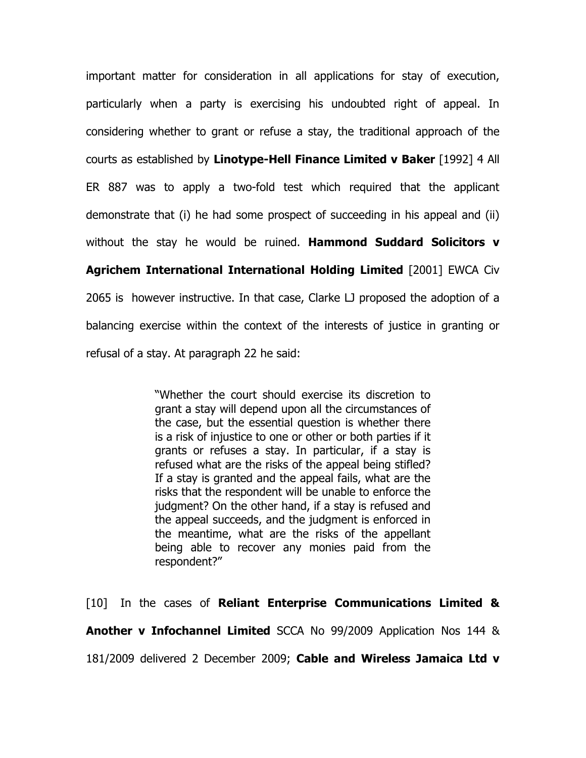important matter for consideration in all applications for stay of execution, particularly when a party is exercising his undoubted right of appeal. In considering whether to grant or refuse a stay, the traditional approach of the courts as established by **Linotype-Hell Finance Limited v Baker** [1992] 4 All ER 887 was to apply a two-fold test which required that the applicant demonstrate that (i) he had some prospect of succeeding in his appeal and (ii) without the stay he would be ruined. **Hammond Suddard Solicitors v Agrichem International International Holding Limited** [2001] EWCA Civ 2065 is however instructive. In that case, Clarke LJ proposed the adoption of a balancing exercise within the context of the interests of justice in granting or refusal of a stay. At paragraph 22 he said:

> "Whether the court should exercise its discretion to grant a stay will depend upon all the circumstances of the case, but the essential question is whether there is a risk of injustice to one or other or both parties if it grants or refuses a stay. In particular, if a stay is refused what are the risks of the appeal being stifled? If a stay is granted and the appeal fails, what are the risks that the respondent will be unable to enforce the judgment? On the other hand, if a stay is refused and the appeal succeeds, and the judgment is enforced in the meantime, what are the risks of the appellant being able to recover any monies paid from the respondent?"

[10] In the cases of **Reliant Enterprise Communications Limited & Another v Infochannel Limited** SCCA No 99/2009 Application Nos 144 & 181/2009 delivered 2 December 2009; **Cable and Wireless Jamaica Ltd v**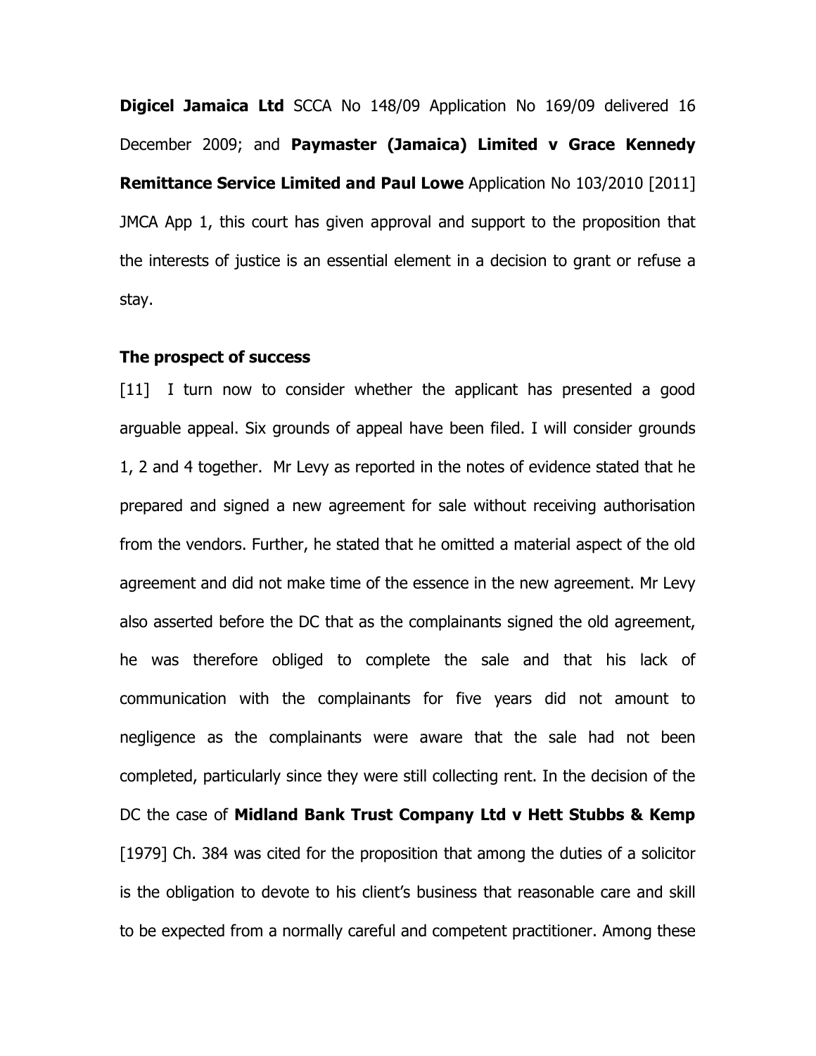**Digicel Jamaica Ltd** SCCA No 148/09 Application No 169/09 delivered 16 December 2009; and **Paymaster (Jamaica) Limited v Grace Kennedy Remittance Service Limited and Paul Lowe** Application No 103/2010 [2011] JMCA App 1, this court has given approval and support to the proposition that the interests of justice is an essential element in a decision to grant or refuse a stay.

**The prospect of success**

[11] I turn now to consider whether the applicant has presented a good arguable appeal. Six grounds of appeal have been filed. I will consider grounds 1, 2 and 4 together. Mr Levy as reported in the notes of evidence stated that he prepared and signed a new agreement for sale without receiving authorisation from the vendors. Further, he stated that he omitted a material aspect of the old agreement and did not make time of the essence in the new agreement. Mr Levy also asserted before the DC that as the complainants signed the old agreement, he was therefore obliged to complete the sale and that his lack of communication with the complainants for five years did not amount to negligence as the complainants were aware that the sale had not been completed, particularly since they were still collecting rent. In the decision of the DC the case of **Midland Bank Trust Company Ltd v Hett Stubbs & Kemp** [1979] Ch. 384 was cited for the proposition that among the duties of a solicitor is the obligation to devote to his client's business that reasonable care and skill to be expected from a normally careful and competent practitioner. Among these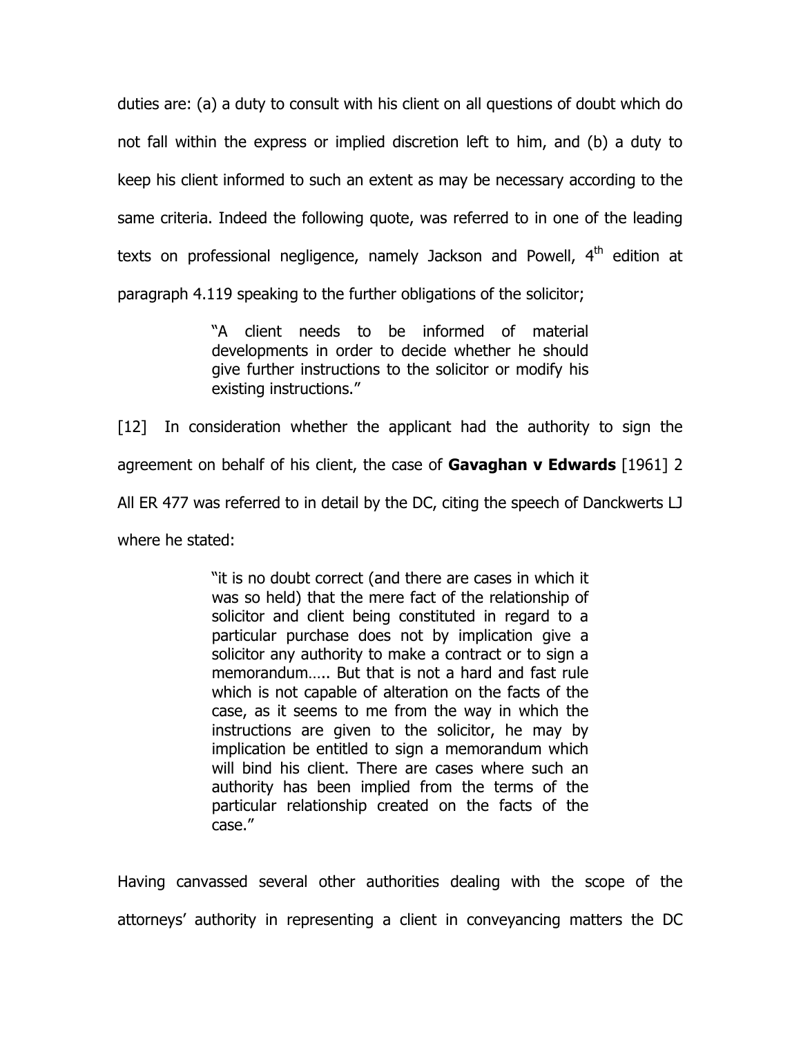duties are: (a) a duty to consult with his client on all questions of doubt which do not fall within the express or implied discretion left to him, and (b) a duty to keep his client informed to such an extent as may be necessary according to the same criteria. Indeed the following quote, was referred to in one of the leading texts on professional negligence, namely Jackson and Powell, 4th edition at paragraph 4.119 speaking to the further obligations of the solicitor;

> "A client needs to be informed of material developments in order to decide whether he should give further instructions to the solicitor or modify his existing instructions."

[12] In consideration whether the applicant had the authority to sign the agreement on behalf of his client, the case of **Gavaghan v Edwards** [1961] 2 All ER 477 was referred to in detail by the DC, citing the speech of Danckwerts LJ where he stated:

> "it is no doubt correct (and there are cases in which it was so held) that the mere fact of the relationship of solicitor and client being constituted in regard to a particular purchase does not by implication give a solicitor any authority to make a contract or to sign a memorandum….. But that is not a hard and fast rule which is not capable of alteration on the facts of the case, as it seems to me from the way in which the instructions are given to the solicitor, he may by implication be entitled to sign a memorandum which will bind his client. There are cases where such an authority has been implied from the terms of the particular relationship created on the facts of the case."

Having canvassed several other authorities dealing with the scope of the attorneys' authority in representing a client in conveyancing matters the DC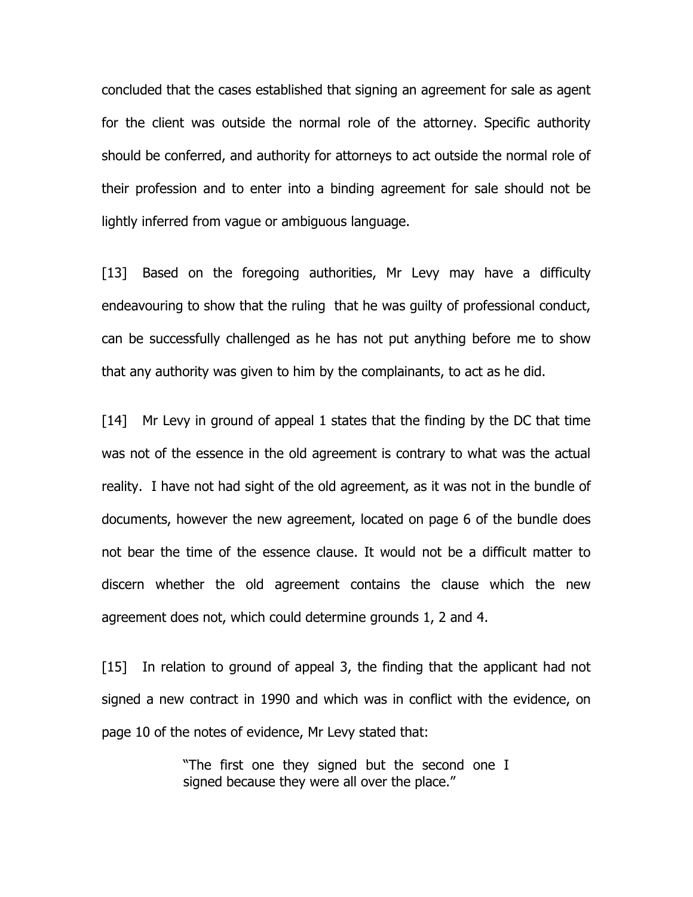concluded that the cases established that signing an agreement for sale as agent for the client was outside the normal role of the attorney. Specific authority should be conferred, and authority for attorneys to act outside the normal role of their profession and to enter into a binding agreement for sale should not be lightly inferred from vague or ambiguous language.

[13] Based on the foregoing authorities, Mr Levy may have a difficulty endeavouring to show that the ruling that he was guilty of professional conduct, can be successfully challenged as he has not put anything before me to show that any authority was given to him by the complainants, to act as he did.

[14] Mr Levy in ground of appeal 1 states that the finding by the DC that time was not of the essence in the old agreement is contrary to what was the actual reality. I have not had sight of the old agreement, as it was not in the bundle of documents, however the new agreement, located on page 6 of the bundle does not bear the time of the essence clause. It would not be a difficult matter to discern whether the old agreement contains the clause which the new agreement does not, which could determine grounds 1, 2 and 4.

[15] In relation to ground of appeal 3, the finding that the applicant had not signed a new contract in 1990 and which was in conflict with the evidence, on page 10 of the notes of evidence, Mr Levy stated that:

> "The first one they signed but the second one I signed because they were all over the place."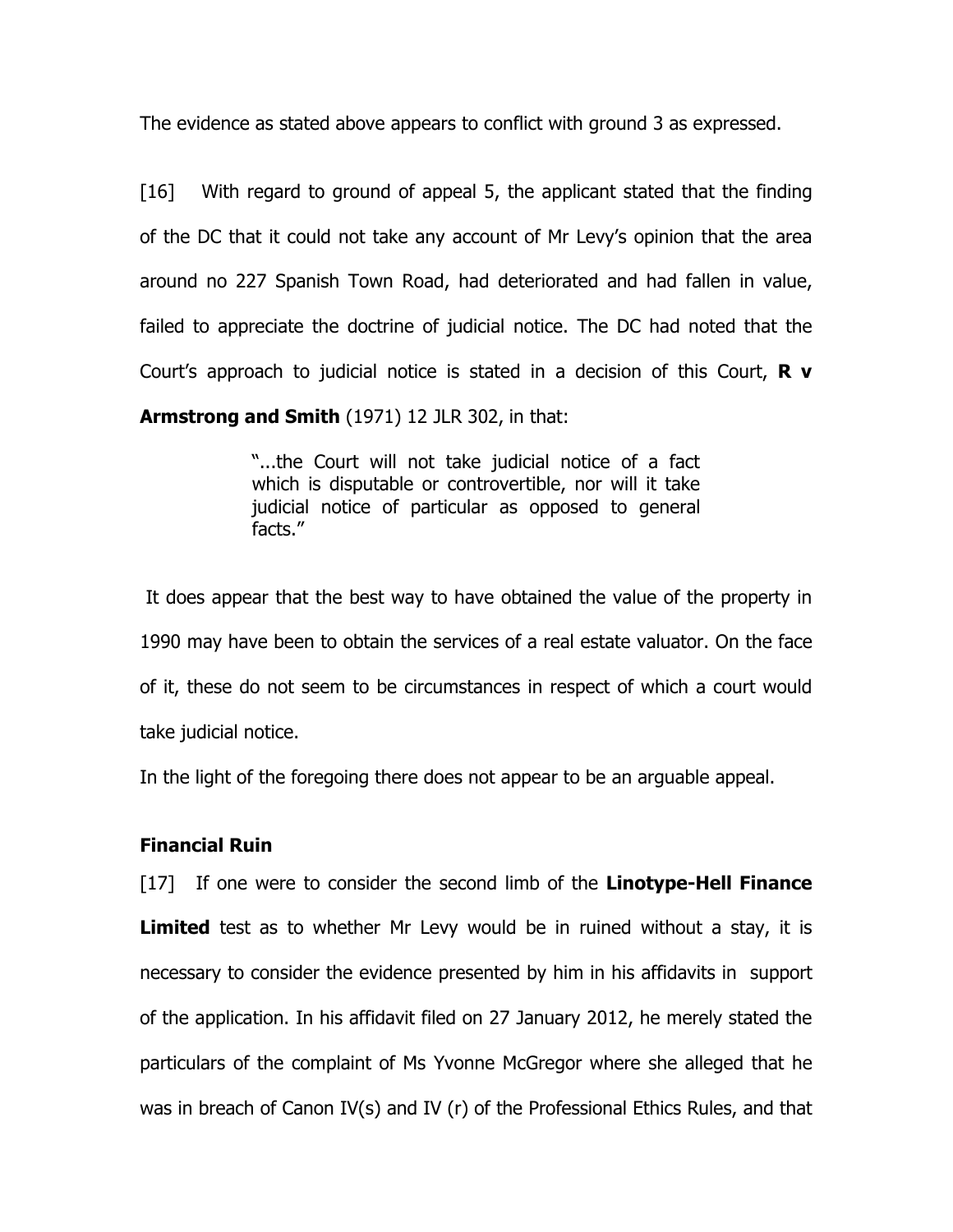The evidence as stated above appears to conflict with ground 3 as expressed.

[16] With regard to ground of appeal 5, the applicant stated that the finding of the DC that it could not take any account of Mr Levy's opinion that the area around no 227 Spanish Town Road, had deteriorated and had fallen in value, failed to appreciate the doctrine of judicial notice. The DC had noted that the Court's approach to judicial notice is stated in a decision of this Court, **R v Armstrong and Smith** (1971) 12 JLR 302, in that:

> "...the Court will not take judicial notice of a fact which is disputable or controvertible, nor will it take judicial notice of particular as opposed to general facts."

It does appear that the best way to have obtained the value of the property in 1990 may have been to obtain the services of a real estate valuator. On the face of it, these do not seem to be circumstances in respect of which a court would take judicial notice.

In the light of the foregoing there does not appear to be an arguable appeal.

**Financial Ruin**

[17] If one were to consider the second limb of the **Linotype-Hell Finance Limited** test as to whether Mr Levy would be in ruined without a stay, it is necessary to consider the evidence presented by him in his affidavits in support of the application. In his affidavit filed on 27 January 2012, he merely stated the particulars of the complaint of Ms Yvonne McGregor where she alleged that he was in breach of Canon IV(s) and IV (r) of the Professional Ethics Rules, and that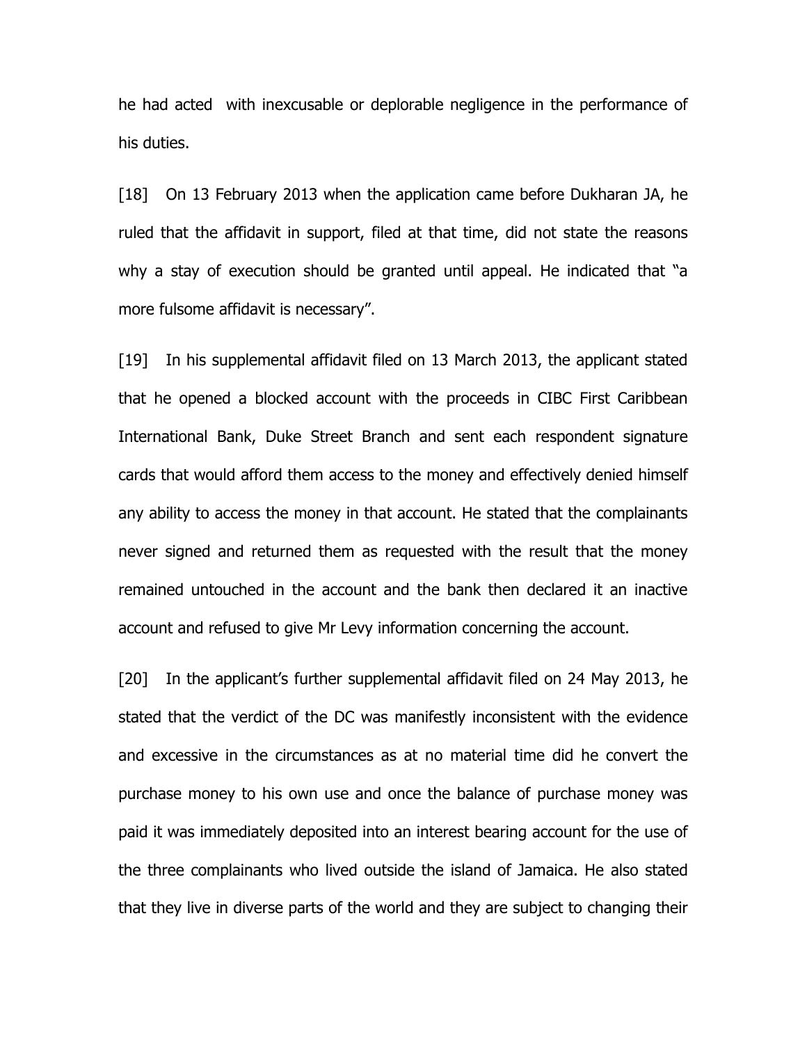he had acted with inexcusable or deplorable negligence in the performance of his duties.

[18] On 13 February 2013 when the application came before Dukharan JA, he ruled that the affidavit in support, filed at that time, did not state the reasons why a stay of execution should be granted until appeal. He indicated that "a more fulsome affidavit is necessary".

[19] In his supplemental affidavit filed on 13 March 2013, the applicant stated that he opened a blocked account with the proceeds in CIBC First Caribbean International Bank, Duke Street Branch and sent each respondent signature cards that would afford them access to the money and effectively denied himself any ability to access the money in that account. He stated that the complainants never signed and returned them as requested with the result that the money remained untouched in the account and the bank then declared it an inactive account and refused to give Mr Levy information concerning the account.

[20] In the applicant's further supplemental affidavit filed on 24 May 2013, he stated that the verdict of the DC was manifestly inconsistent with the evidence and excessive in the circumstances as at no material time did he convert the purchase money to his own use and once the balance of purchase money was paid it was immediately deposited into an interest bearing account for the use of the three complainants who lived outside the island of Jamaica. He also stated that they live in diverse parts of the world and they are subject to changing their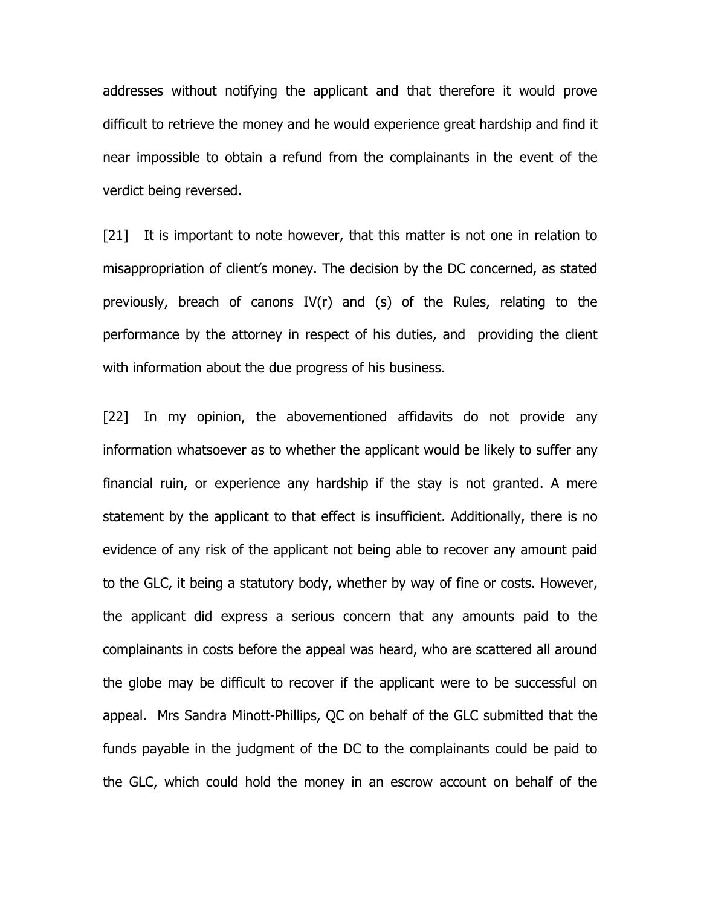addresses without notifying the applicant and that therefore it would prove difficult to retrieve the money and he would experience great hardship and find it near impossible to obtain a refund from the complainants in the event of the verdict being reversed.

[21] It is important to note however, that this matter is not one in relation to misappropriation of client's money. The decision by the DC concerned, as stated previously, breach of canons IV(r) and (s) of the Rules, relating to the performance by the attorney in respect of his duties, and providing the client with information about the due progress of his business.

[22] In my opinion, the abovementioned affidavits do not provide any information whatsoever as to whether the applicant would be likely to suffer any financial ruin, or experience any hardship if the stay is not granted. A mere statement by the applicant to that effect is insufficient. Additionally, there is no evidence of any risk of the applicant not being able to recover any amount paid to the GLC, it being a statutory body, whether by way of fine or costs. However, the applicant did express a serious concern that any amounts paid to the complainants in costs before the appeal was heard, who are scattered all around the globe may be difficult to recover if the applicant were to be successful on appeal. Mrs Sandra Minott-Phillips, QC on behalf of the GLC submitted that the funds payable in the judgment of the DC to the complainants could be paid to the GLC, which could hold the money in an escrow account on behalf of the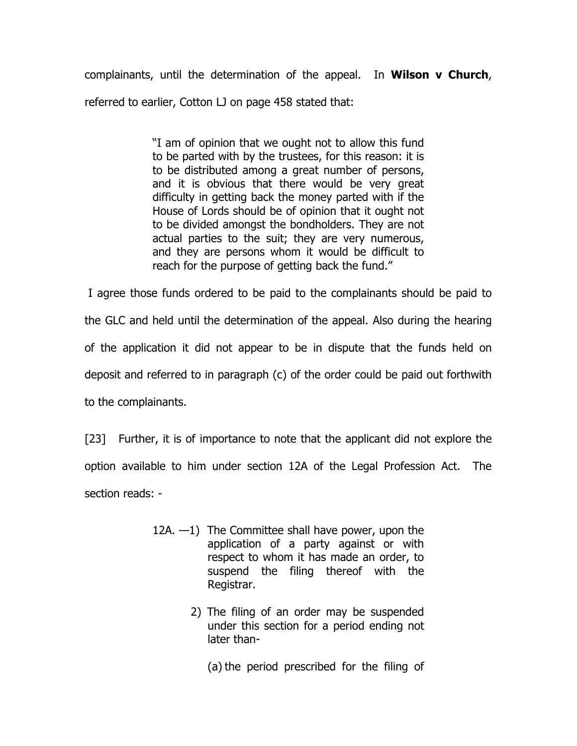complainants, until the determination of the appeal. In **Wilson v Church**, referred to earlier, Cotton LJ on page 458 stated that:

> "I am of opinion that we ought not to allow this fund to be parted with by the trustees, for this reason: it is to be distributed among a great number of persons, and it is obvious that there would be very great difficulty in getting back the money parted with if the House of Lords should be of opinion that it ought not to be divided amongst the bondholders. They are not actual parties to the suit; they are very numerous, and they are persons whom it would be difficult to reach for the purpose of getting back the fund."

I agree those funds ordered to be paid to the complainants should be paid to the GLC and held until the determination of the appeal. Also during the hearing of the application it did not appear to be in dispute that the funds held on deposit and referred to in paragraph (c) of the order could be paid out forthwith to the complainants.

[23] Further, it is of importance to note that the applicant did not explore the option available to him under section 12A of the Legal Profession Act. The section reads: -

> 12A. —1) The Committee shall have power, upon the application of a party against or with respect to whom it has made an order, to suspend the filing thereof with the Registrar.
>
> 2) The filing of an order may be suspended under this section for a period ending not later than-
>
> (a) the period prescribed for the filing of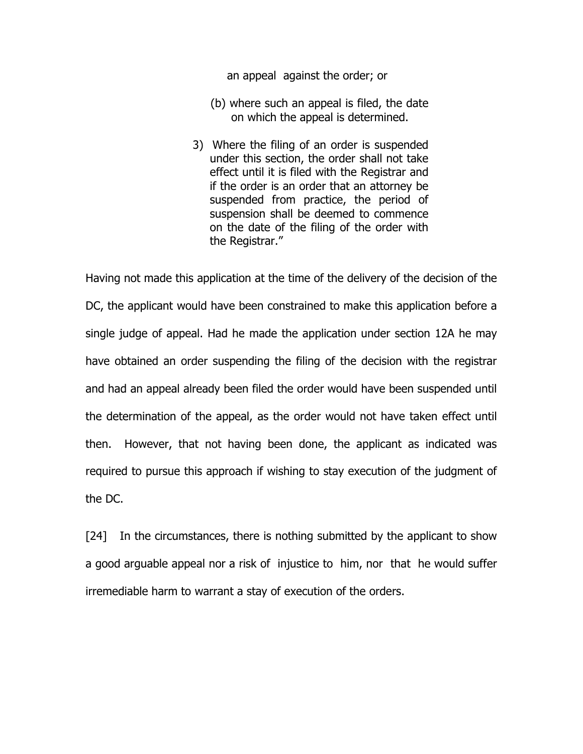> an appeal against the order; or
>
> (b) where such an appeal is filed, the date on which the appeal is determined.
>
> 3) Where the filing of an order is suspended under this section, the order shall not take effect until it is filed with the Registrar and if the order is an order that an attorney be suspended from practice, the period of suspension shall be deemed to commence on the date of the filing of the order with the Registrar."

Having not made this application at the time of the delivery of the decision of the DC, the applicant would have been constrained to make this application before a single judge of appeal. Had he made the application under section 12A he may have obtained an order suspending the filing of the decision with the registrar and had an appeal already been filed the order would have been suspended until the determination of the appeal, as the order would not have taken effect until then. However, that not having been done, the applicant as indicated was required to pursue this approach if wishing to stay execution of the judgment of the DC.

[24] In the circumstances, there is nothing submitted by the applicant to show a good arguable appeal nor a risk of injustice to him, nor that he would suffer irremediable harm to warrant a stay of execution of the orders.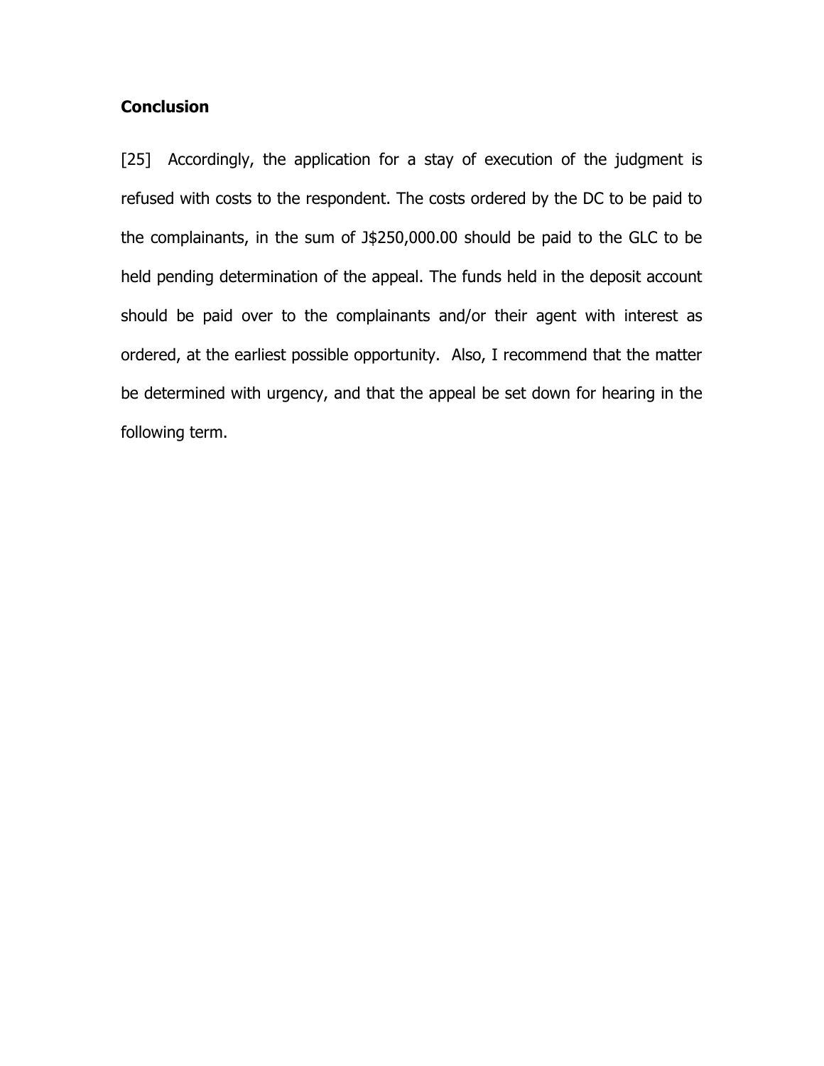**Conclusion**

[25] Accordingly, the application for a stay of execution of the judgment is refused with costs to the respondent. The costs ordered by the DC to be paid to the complainants, in the sum of J$250,000.00 should be paid to the GLC to be held pending determination of the appeal. The funds held in the deposit account should be paid over to the complainants and/or their agent with interest as ordered, at the earliest possible opportunity. Also, I recommend that the matter be determined with urgency, and that the appeal be set down for hearing in the following term.